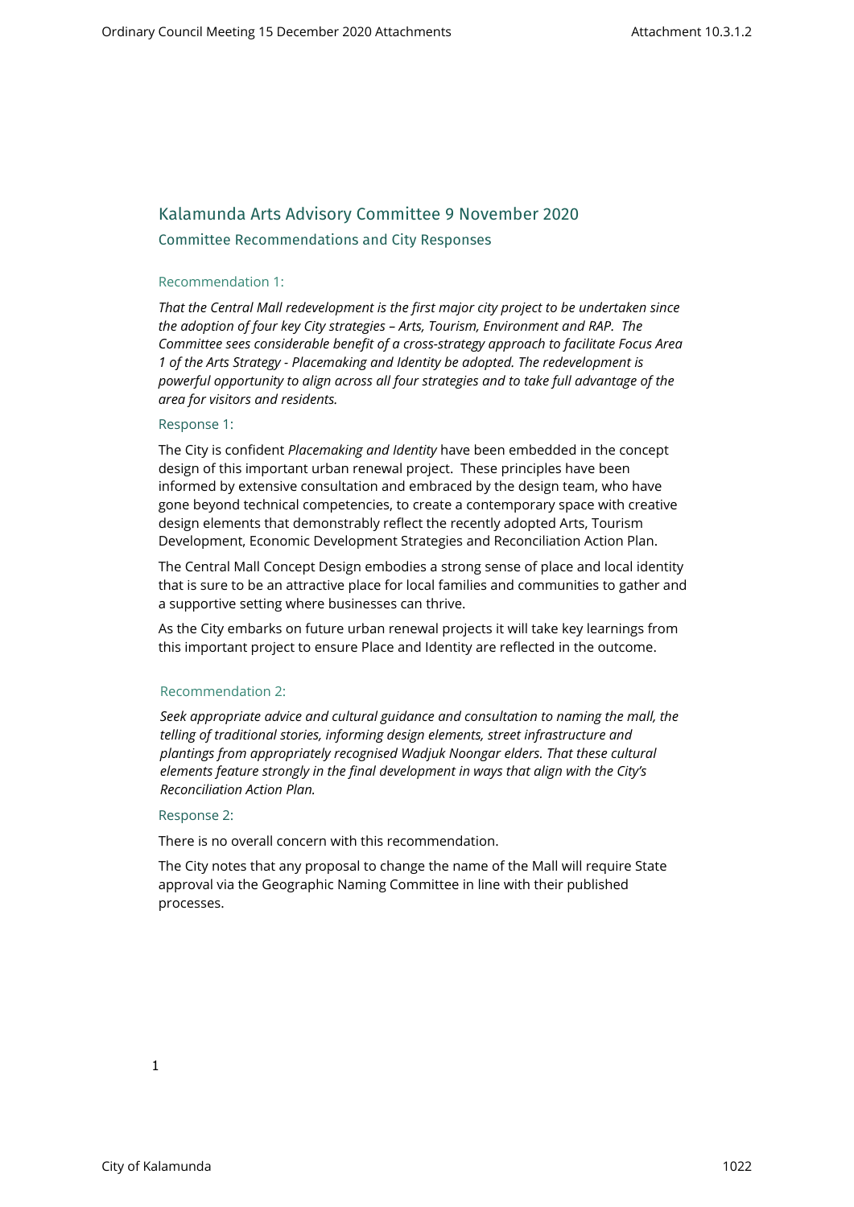# Kalamunda Arts Advisory Committee 9 November 2020

## Committee Recommendations and City Responses

### Recommendation 1:

*That the Central Mall redevelopment is the first major city project to be undertaken since the adoption of four key City strategies – Arts, Tourism, Environment and RAP. The Committee sees considerable benefit of a cross-strategy approach to facilitate Focus Area 1 of the Arts Strategy - Placemaking and Identity be adopted. The redevelopment is powerful opportunity to align across all four strategies and to take full advantage of the area for visitors and residents.*

### Response 1:

The City is confident *Placemaking and Identity* have been embedded in the concept design of this important urban renewal project. These principles have been informed by extensive consultation and embraced by the design team, who have gone beyond technical competencies, to create a contemporary space with creative design elements that demonstrably reflect the recently adopted Arts, Tourism Development, Economic Development Strategies and Reconciliation Action Plan.

The Central Mall Concept Design embodies a strong sense of place and local identity that is sure to be an attractive place for local families and communities to gather and a supportive setting where businesses can thrive.

As the City embarks on future urban renewal projects it will take key learnings from this important project to ensure Place and Identity are reflected in the outcome.

### Recommendation 2:

*Seek appropriate advice and cultural guidance and consultation to naming the mall, the telling of traditional stories, informing design elements, street infrastructure and plantings from appropriately recognised Wadjuk Noongar elders. That these cultural elements feature strongly in the final development in ways that align with the City's Reconciliation Action Plan.*

### Response 2:

There is no overall concern with this recommendation.

The City notes that any proposal to change the name of the Mall will require State approval via the Geographic Naming Committee in line with their published processes.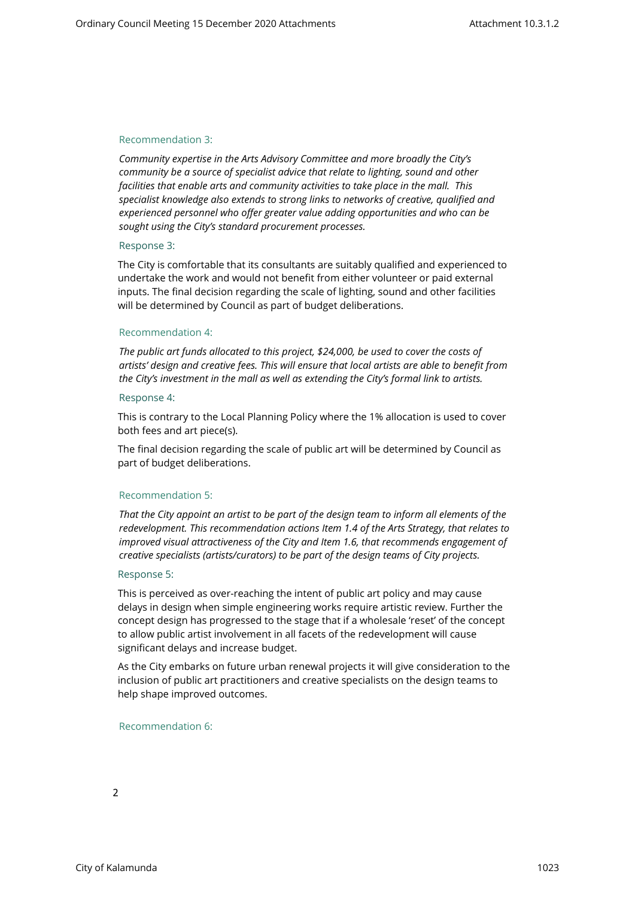Recommendation 3:

*Community expertise in the Arts Advisory Committee and more broadly the City's community be a source of specialist advice that relate to lighting, sound and other facilities that enable arts and community activities to take place in the mall. This specialist knowledge also extends to strong links to networks of creative, qualified and experienced personnel who offer greater value adding opportunities and who can be sought using the City's standard procurement processes.*

Response 3:

The City is comfortable that its consultants are suitably qualified and experienced to undertake the work and would not benefit from either volunteer or paid external inputs. The final decision regarding the scale of lighting, sound and other facilities will be determined by Council as part of budget deliberations.

Recommendation 4:

*The public art funds allocated to this project, $24,000, be used to cover the costs of artists' design and creative fees. This will ensure that local artists are able to benefit from the City's investment in the mall as well as extending the City's formal link to artists.*

Response 4:

This is contrary to the Local Planning Policy where the 1% allocation is used to cover both fees and art piece(s).

The final decision regarding the scale of public art will be determined by Council as part of budget deliberations.

Recommendation 5:

*That the City appoint an artist to be part of the design team to inform all elements of the redevelopment. This recommendation actions Item 1.4 of the Arts Strategy, that relates to improved visual attractiveness of the City and Item 1.6, that recommends engagement of creative specialists (artists/curators) to be part of the design teams of City projects.*

Response 5:

This is perceived as over-reaching the intent of public art policy and may cause delays in design when simple engineering works require artistic review. Further the concept design has progressed to the stage that if a wholesale 'reset' of the concept to allow public artist involvement in all facets of the redevelopment will cause significant delays and increase budget.

As the City embarks on future urban renewal projects it will give consideration to the inclusion of public art practitioners and creative specialists on the design teams to help shape improved outcomes.

Recommendation 6: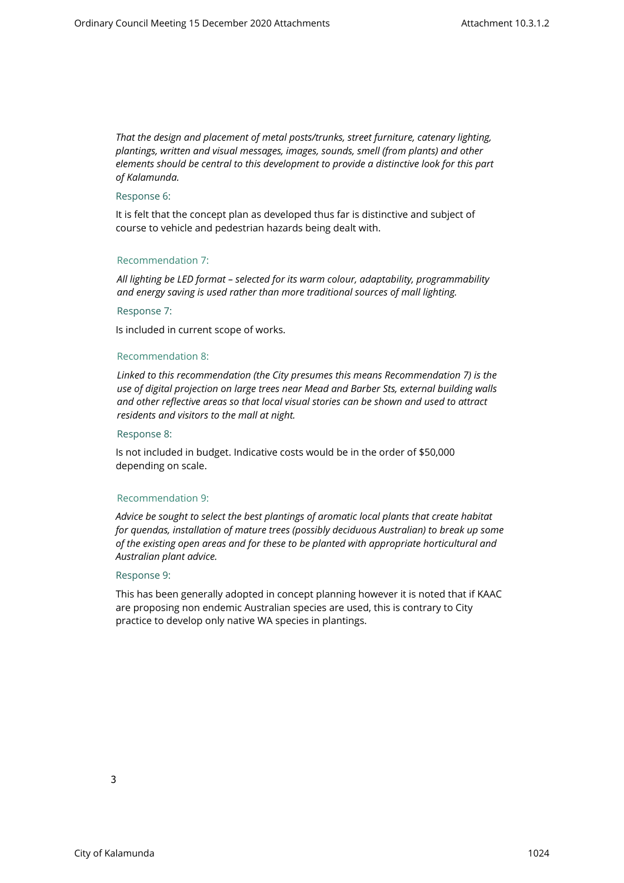*That the design and placement of metal posts/trunks, street furniture, catenary lighting, plantings, written and visual messages, images, sounds, smell (from plants) and other elements should be central to this development to provide a distinctive look for this part of Kalamunda.*

### Response 6:

It is felt that the concept plan as developed thus far is distinctive and subject of course to vehicle and pedestrian hazards being dealt with.

### Recommendation 7:

*All lighting be LED format – selected for its warm colour, adaptability, programmability and energy saving is used rather than more traditional sources of mall lighting.*

### Response 7:

Is included in current scope of works.

### Recommendation 8:

*Linked to this recommendation (the City presumes this means Recommendation 7) is the use of digital projection on large trees near Mead and Barber Sts, external building walls and other reflective areas so that local visual stories can be shown and used to attract residents and visitors to the mall at night.*

### Response 8:

Is not included in budget. Indicative costs would be in the order of $50,000 depending on scale.

### Recommendation 9:

*Advice be sought to select the best plantings of aromatic local plants that create habitat for quendas, installation of mature trees (possibly deciduous Australian) to break up some of the existing open areas and for these to be planted with appropriate horticultural and Australian plant advice.*

### Response 9:

This has been generally adopted in concept planning however it is noted that if KAAC are proposing non endemic Australian species are used, this is contrary to City practice to develop only native WA species in plantings.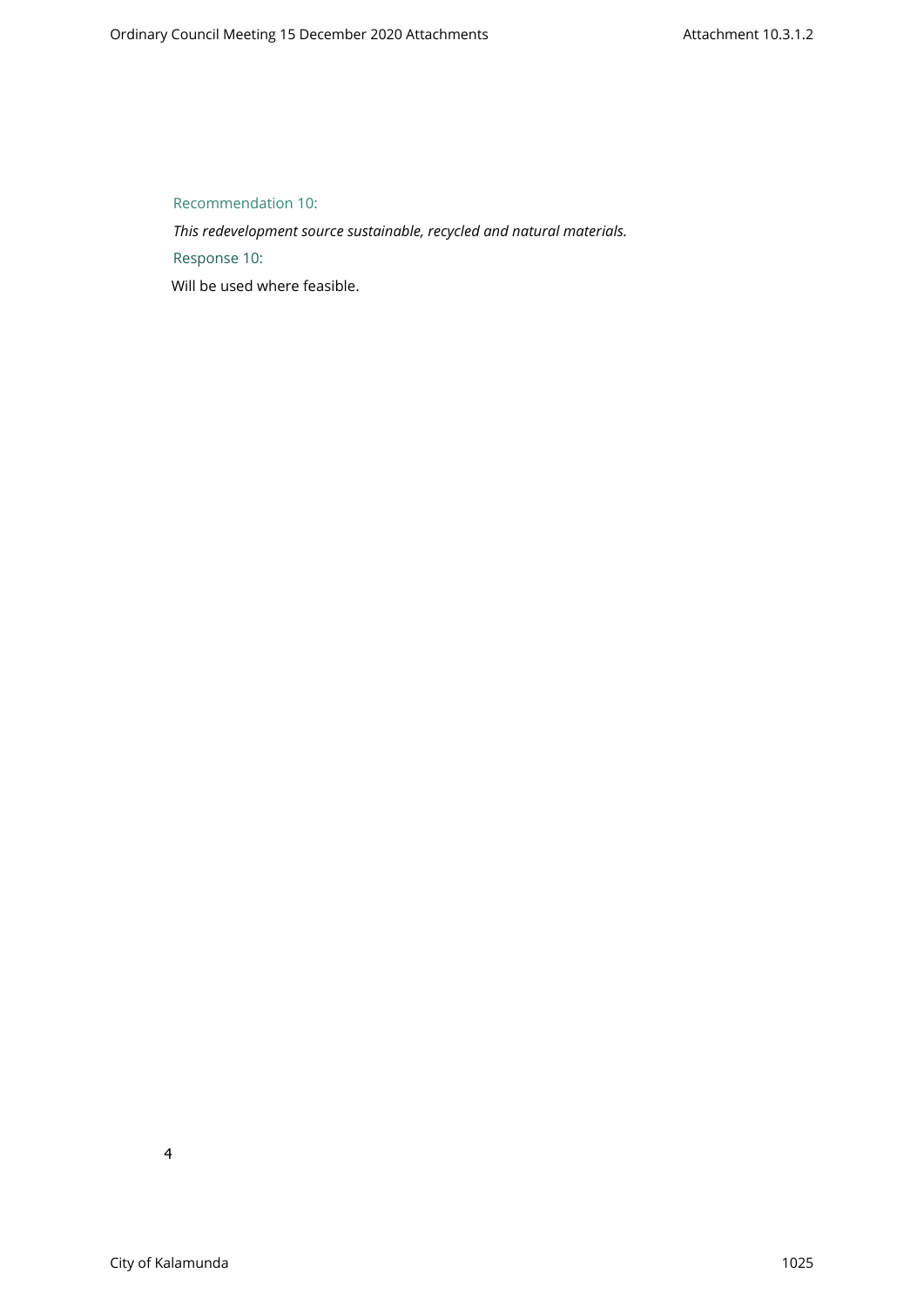Recommendation 10:

*This redevelopment source sustainable, recycled and natural materials.*

Response 10:

Will be used where feasible.